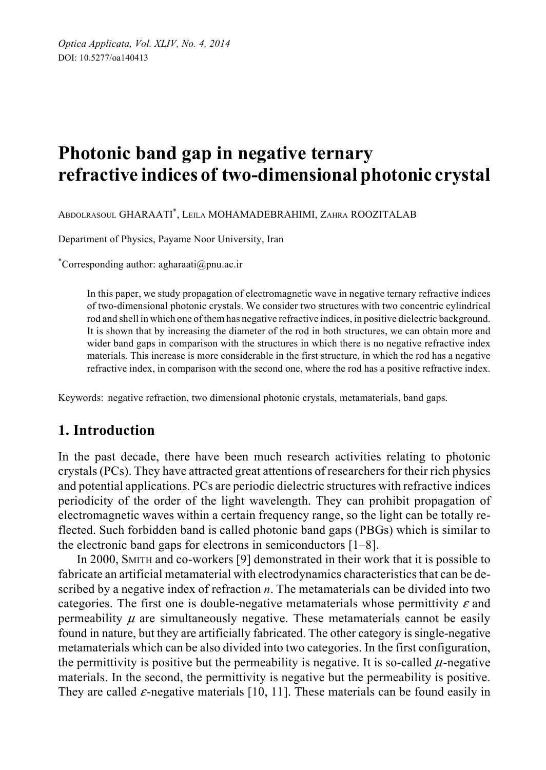# Photonic band gap in negative ternary refractive indices of two-dimensional photonic crystal

ABDOLRASOUL GHARAATI*, LEILA MOHAMADEBRAHIMI, ZAHRA ROOZITALAB

Department of Physics, Payame Noor University, Iran

*Corresponding author: agharaati@pnu.ac.ir

In this paper, we study propagation of electromagnetic wave in negative ternary refractive indices of two-dimensional photonic crystals. We consider two structures with two concentric cylindrical rod and shell in which one of them has negative refractive indices, in positive dielectric background. It is shown that by increasing the diameter of the rod in both structures, we can obtain more and wider band gaps in comparison with the structures in which there is no negative refractive index materials. This increase is more considerable in the first structure, in which the rod has a negative refractive index, in comparison with the second one, where the rod has a positive refractive index.

Keywords: negative refraction, two dimensional photonic crystals, metamaterials, band gaps.

## 1. Introduction

In the past decade, there have been much research activities relating to photonic crystals (PCs). They have attracted great attentions of researchers for their rich physics and potential applications. PCs are periodic dielectric structures with refractive indices periodicity of the order of the light wavelength. They can prohibit propagation of electromagnetic waves within a certain frequency range, so the light can be totally reflected. Such forbidden band is called photonic band gaps (PBGs) which is similar to the electronic band gaps for electrons in semiconductors [1–8].

In 2000, SMITH and co-workers [9] demonstrated in their work that it is possible to fabricate an artificial metamaterial with electrodynamics characteristics that can be described by a negative index of refraction $n$. The metamaterials can be divided into two categories. The first one is double-negative metamaterials whose permittivity $\varepsilon$ and permeability $\mu$ are simultaneously negative. These metamaterials cannot be easily found in nature, but they are artificially fabricated. The other category is single-negative metamaterials which can be also divided into two categories. In the first configuration, the permittivity is positive but the permeability is negative. It is so-called $\mu$-negative materials. In the second, the permittivity is negative but the permeability is positive. They are called $\varepsilon$-negative materials [10, 11]. These materials can be found easily in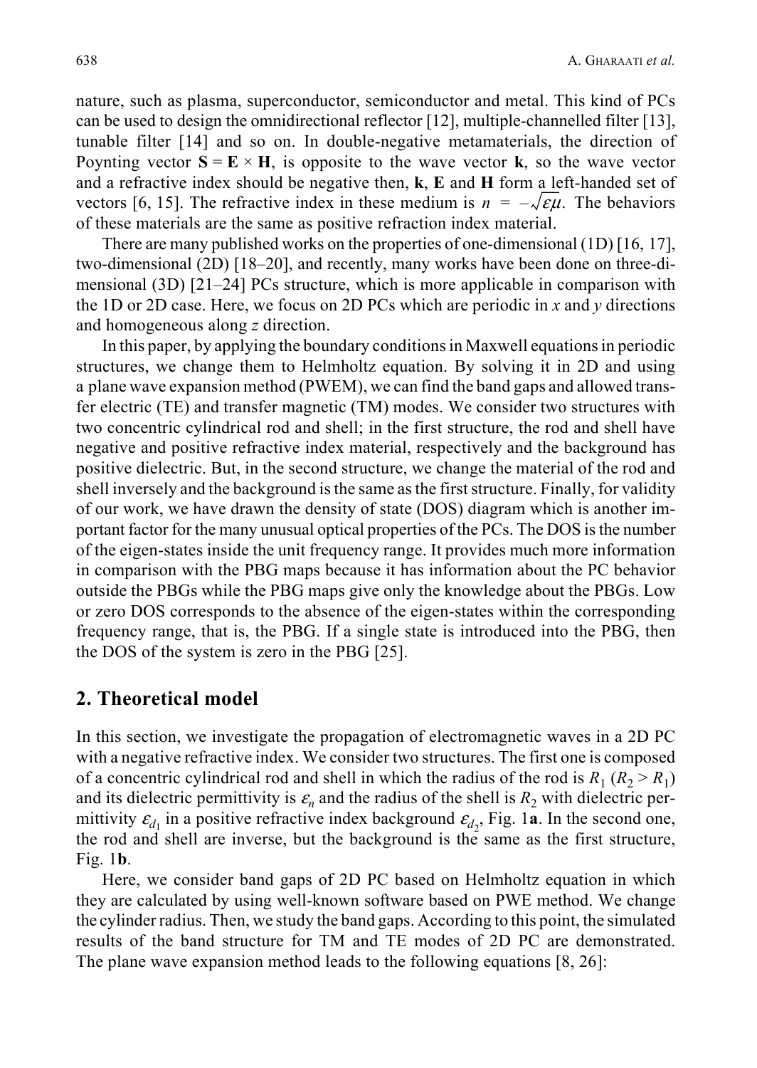nature, such as plasma, superconductor, semiconductor and metal. This kind of PCs can be used to design the omnidirectional reflector [12], multiple-channelled filter [13], tunable filter [14] and so on. In double-negative metamaterials, the direction of Poynting vector $\mathbf{S} = \mathbf{E} \times \mathbf{H}$, is opposite to the wave vector $\mathbf{k}$, so the wave vector and a refractive index should be negative then, $\mathbf{k}$, $\mathbf{E}$ and $\mathbf{H}$ form a left-handed set of vectors [6, 15]. The refractive index in these medium is $n = -\sqrt{\varepsilon\mu}$. The behaviors of these materials are the same as positive refraction index material.

There are many published works on the properties of one-dimensional (1D) [16, 17], two-dimensional (2D) [18–20], and recently, many works have been done on three-dimensional (3D) [21–24] PCs structure, which is more applicable in comparison with the 1D or 2D case. Here, we focus on 2D PCs which are periodic in $x$ and $y$ directions and homogeneous along $z$ direction.

In this paper, by applying the boundary conditions in Maxwell equations in periodic structures, we change them to Helmholtz equation. By solving it in 2D and using a plane wave expansion method (PWEM), we can find the band gaps and allowed transfer electric (TE) and transfer magnetic (TM) modes. We consider two structures with two concentric cylindrical rod and shell; in the first structure, the rod and shell have negative and positive refractive index material, respectively and the background has positive dielectric. But, in the second structure, we change the material of the rod and shell inversely and the background is the same as the first structure. Finally, for validity of our work, we have drawn the density of state (DOS) diagram which is another important factor for the many unusual optical properties of the PCs. The DOS is the number of the eigen-states inside the unit frequency range. It provides much more information in comparison with the PBG maps because it has information about the PC behavior outside the PBGs while the PBG maps give only the knowledge about the PBGs. Low or zero DOS corresponds to the absence of the eigen-states within the corresponding frequency range, that is, the PBG. If a single state is introduced into the PBG, then the DOS of the system is zero in the PBG [25].

## 2. Theoretical model

In this section, we investigate the propagation of electromagnetic waves in a 2D PC with a negative refractive index. We consider two structures. The first one is composed of a concentric cylindrical rod and shell in which the radius of the rod is $R_1$ ($R_2 > R_1$) and its dielectric permittivity is $\varepsilon_n$ and the radius of the shell is $R_2$ with dielectric permittivity $\varepsilon_{d_1}$ in a positive refractive index background $\varepsilon_{d_2}$, Fig. 1**a**. In the second one, the rod and shell are inverse, but the background is the same as the first structure, Fig. 1**b**.

Here, we consider band gaps of 2D PC based on Helmholtz equation in which they are calculated by using well-known software based on PWE method. We change the cylinder radius. Then, we study the band gaps. According to this point, the simulated results of the band structure for TM and TE modes of 2D PC are demonstrated. The plane wave expansion method leads to the following equations [8, 26]: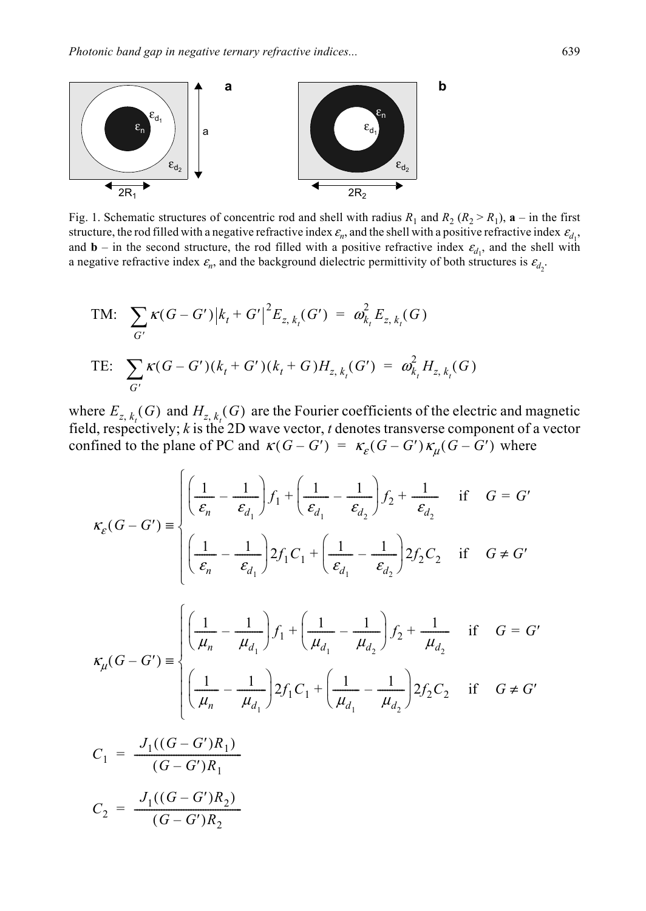Fig. 1. Schematic structures of concentric rod and shell with radius $R_1$ and $R_2$ ($R_2 > R_1$), **a** – in the first structure, the rod filled with a negative refractive index $\varepsilon_n$, and the shell with a positive refractive index $\varepsilon_{d_1}$, and **b** – in the second structure, the rod filled with a positive refractive index $\varepsilon_{d_1}$, and the shell with a negative refractive index $\varepsilon_n$, and the background dielectric permittivity of both structures is $\varepsilon_{d_2}$.

$$\text{TM:} \quad \sum_{G'} \kappa(G-G')\left|k_t+G'\right|^2 E_{z,\,k_t}(G') = \omega_{k_t}^2 E_{z,\,k_t}(G)$$

$$\text{TE:} \quad \sum_{G'} \kappa(G-G')(k_t+G')(k_t+G) H_{z,\,k_t}(G') = \omega_{k_t}^2 H_{z,\,k_t}(G)$$

where $E_{z,\,k_t}(G)$ and $H_{z,\,k_t}(G)$ are the Fourier coefficients of the electric and magnetic field, respectively; $k$ is the 2D wave vector, $t$ denotes transverse component of a vector confined to the plane of PC and $\kappa(G-G') = \kappa_\varepsilon(G-G')\kappa_\mu(G-G')$ where

$$\kappa_\varepsilon(G-G') \equiv \begin{cases} \left(\dfrac{1}{\varepsilon_n} - \dfrac{1}{\varepsilon_{d_1}}\right) f_1 + \left(\dfrac{1}{\varepsilon_{d_1}} - \dfrac{1}{\varepsilon_{d_2}}\right) f_2 + \dfrac{1}{\varepsilon_{d_2}} & \text{if} \quad G = G' \\[2ex] \left(\dfrac{1}{\varepsilon_n} - \dfrac{1}{\varepsilon_{d_1}}\right) 2 f_1 C_1 + \left(\dfrac{1}{\varepsilon_{d_1}} - \dfrac{1}{\varepsilon_{d_2}}\right) 2 f_2 C_2 & \text{if} \quad G \neq G' \end{cases}$$

$$\kappa_\mu(G-G') \equiv \begin{cases} \left(\dfrac{1}{\mu_n} - \dfrac{1}{\mu_{d_1}}\right) f_1 + \left(\dfrac{1}{\mu_{d_1}} - \dfrac{1}{\mu_{d_2}}\right) f_2 + \dfrac{1}{\mu_{d_2}} & \text{if} \quad G = G' \\[2ex] \left(\dfrac{1}{\mu_n} - \dfrac{1}{\mu_{d_1}}\right) 2 f_1 C_1 + \left(\dfrac{1}{\mu_{d_1}} - \dfrac{1}{\mu_{d_2}}\right) 2 f_2 C_2 & \text{if} \quad G \neq G' \end{cases}$$

$$C_1 = \frac{J_1((G-G')R_1)}{(G-G')R_1}$$

$$C_2 = \frac{J_1((G-G')R_2)}{(G-G')R_2}$$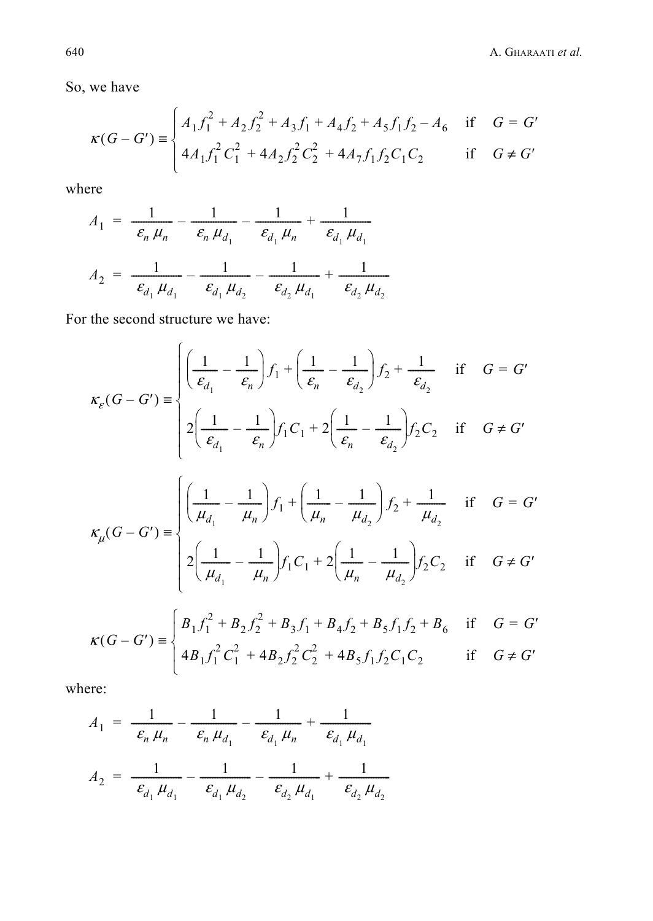So, we have

$$\kappa(G-G') \equiv \begin{cases} A_1 f_1^2 + A_2 f_2^2 + A_3 f_1 + A_4 f_2 + A_5 f_1 f_2 - A_6 & \text{if} \quad G = G' \\ 4A_1 f_1^2 C_1^2 + 4A_2 f_2^2 C_2^2 + 4A_7 f_1 f_2 C_1 C_2 & \text{if} \quad G \neq G' \end{cases}$$

where

$$A_1 = \frac{1}{\varepsilon_n \mu_n} - \frac{1}{\varepsilon_n \mu_{d_1}} - \frac{1}{\varepsilon_{d_1} \mu_n} + \frac{1}{\varepsilon_{d_1} \mu_{d_1}}$$

$$A_2 = \frac{1}{\varepsilon_{d_1} \mu_{d_1}} - \frac{1}{\varepsilon_{d_1} \mu_{d_2}} - \frac{1}{\varepsilon_{d_2} \mu_{d_1}} + \frac{1}{\varepsilon_{d_2} \mu_{d_2}}$$

For the second structure we have:

$$\kappa_\varepsilon(G-G') \equiv \begin{cases} \left(\dfrac{1}{\varepsilon_{d_1}} - \dfrac{1}{\varepsilon_n}\right) f_1 + \left(\dfrac{1}{\varepsilon_n} - \dfrac{1}{\varepsilon_{d_2}}\right) f_2 + \dfrac{1}{\varepsilon_{d_2}} & \text{if} \quad G = G' \\ 2\left(\dfrac{1}{\varepsilon_{d_1}} - \dfrac{1}{\varepsilon_n}\right) f_1 C_1 + 2\left(\dfrac{1}{\varepsilon_n} - \dfrac{1}{\varepsilon_{d_2}}\right) f_2 C_2 & \text{if} \quad G \neq G' \end{cases}$$

$$\kappa_\mu(G-G') \equiv \begin{cases} \left(\dfrac{1}{\mu_{d_1}} - \dfrac{1}{\mu_n}\right) f_1 + \left(\dfrac{1}{\mu_n} - \dfrac{1}{\mu_{d_2}}\right) f_2 + \dfrac{1}{\mu_{d_2}} & \text{if} \quad G = G' \\ 2\left(\dfrac{1}{\mu_{d_1}} - \dfrac{1}{\mu_n}\right) f_1 C_1 + 2\left(\dfrac{1}{\mu_n} - \dfrac{1}{\mu_{d_2}}\right) f_2 C_2 & \text{if} \quad G \neq G' \end{cases}$$

$$\kappa(G-G') \equiv \begin{cases} B_1 f_1^2 + B_2 f_2^2 + B_3 f_1 + B_4 f_2 + B_5 f_1 f_2 + B_6 & \text{if} \quad G = G' \\ 4B_1 f_1^2 C_1^2 + 4B_2 f_2^2 C_2^2 + 4B_5 f_1 f_2 C_1 C_2 & \text{if} \quad G \neq G' \end{cases}$$

where:

$$A_1 = \frac{1}{\varepsilon_n \mu_n} - \frac{1}{\varepsilon_n \mu_{d_1}} - \frac{1}{\varepsilon_{d_1} \mu_n} + \frac{1}{\varepsilon_{d_1} \mu_{d_1}}$$

$$A_2 = \frac{1}{\varepsilon_{d_1} \mu_{d_1}} - \frac{1}{\varepsilon_{d_1} \mu_{d_2}} - \frac{1}{\varepsilon_{d_2} \mu_{d_1}} + \frac{1}{\varepsilon_{d_2} \mu_{d_2}}$$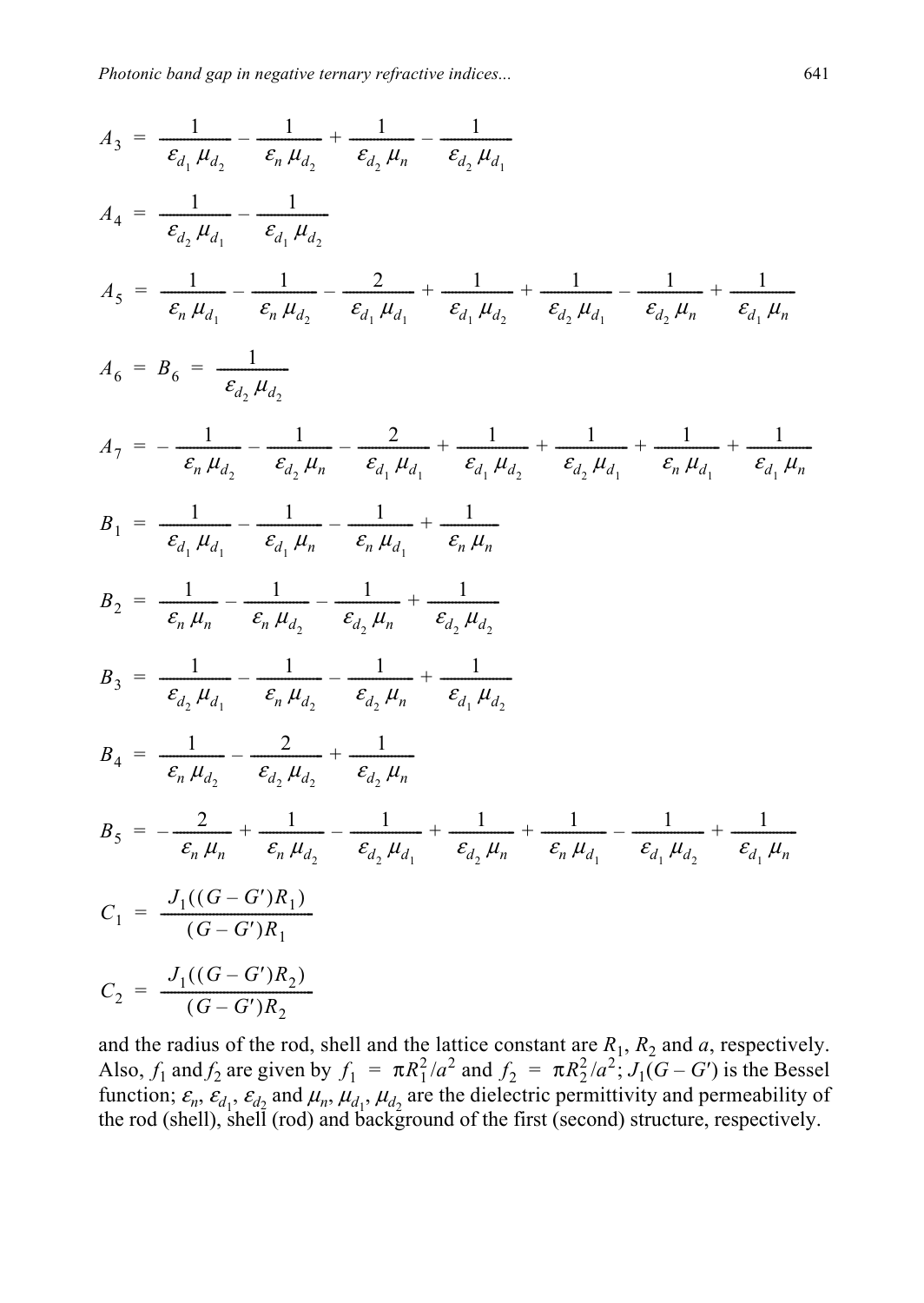$$A_3 = \frac{1}{\varepsilon_{d_1}\mu_{d_2}} - \frac{1}{\varepsilon_n \mu_{d_2}} + \frac{1}{\varepsilon_{d_2}\mu_n} - \frac{1}{\varepsilon_{d_2}\mu_{d_1}}$$

$$A_4 = \frac{1}{\varepsilon_{d_2}\mu_{d_1}} - \frac{1}{\varepsilon_{d_1}\mu_{d_2}}$$

$$A_5 = \frac{1}{\varepsilon_n \mu_{d_1}} - \frac{1}{\varepsilon_n \mu_{d_2}} - \frac{2}{\varepsilon_{d_1}\mu_{d_1}} + \frac{1}{\varepsilon_{d_1}\mu_{d_2}} + \frac{1}{\varepsilon_{d_2}\mu_{d_1}} - \frac{1}{\varepsilon_{d_2}\mu_n} + \frac{1}{\varepsilon_{d_1}\mu_n}$$

$$A_6 = B_6 = \frac{1}{\varepsilon_{d_2}\mu_{d_2}}$$

$$A_7 = -\frac{1}{\varepsilon_n \mu_{d_2}} - \frac{1}{\varepsilon_{d_2}\mu_n} - \frac{2}{\varepsilon_{d_1}\mu_{d_1}} + \frac{1}{\varepsilon_{d_1}\mu_{d_2}} + \frac{1}{\varepsilon_{d_2}\mu_{d_1}} + \frac{1}{\varepsilon_n \mu_{d_1}} + \frac{1}{\varepsilon_{d_1}\mu_n}$$

$$B_1 = \frac{1}{\varepsilon_{d_1}\mu_{d_1}} - \frac{1}{\varepsilon_{d_1}\mu_n} - \frac{1}{\varepsilon_n \mu_{d_1}} + \frac{1}{\varepsilon_n \mu_n}$$

$$B_2 = \frac{1}{\varepsilon_n \mu_n} - \frac{1}{\varepsilon_n \mu_{d_2}} - \frac{1}{\varepsilon_{d_2}\mu_n} + \frac{1}{\varepsilon_{d_2}\mu_{d_2}}$$

$$B_3 = \frac{1}{\varepsilon_{d_2}\mu_{d_1}} - \frac{1}{\varepsilon_n \mu_{d_2}} - \frac{1}{\varepsilon_{d_2}\mu_n} + \frac{1}{\varepsilon_{d_1}\mu_{d_2}}$$

$$B_4 = \frac{1}{\varepsilon_n \mu_{d_2}} - \frac{2}{\varepsilon_{d_2}\mu_{d_2}} + \frac{1}{\varepsilon_{d_2}\mu_n}$$

$$B_5 = -\frac{2}{\varepsilon_n \mu_n} + \frac{1}{\varepsilon_n \mu_{d_2}} - \frac{1}{\varepsilon_{d_2}\mu_{d_1}} + \frac{1}{\varepsilon_{d_2}\mu_n} + \frac{1}{\varepsilon_n \mu_{d_1}} - \frac{1}{\varepsilon_{d_1}\mu_{d_2}} + \frac{1}{\varepsilon_{d_1}\mu_n}$$

$$C_1 = \frac{J_1((G-G')R_1)}{(G-G')R_1}$$

$$C_2 = \frac{J_1((G-G')R_2)}{(G-G')R_2}$$

and the radius of the rod, shell and the lattice constant are $R_1$, $R_2$ and $a$, respectively. Also, $f_1$ and $f_2$ are given by $f_1 = \pi R_1^2/a^2$ and $f_2 = \pi R_2^2/a^2$; $J_1(G-G')$ is the Bessel function; $\varepsilon_n$, $\varepsilon_{d_1}$, $\varepsilon_{d_2}$ and $\mu_n$, $\mu_{d_1}$, $\mu_{d_2}$ are the dielectric permittivity and permeability of the rod (shell), shell (rod) and background of the first (second) structure, respectively.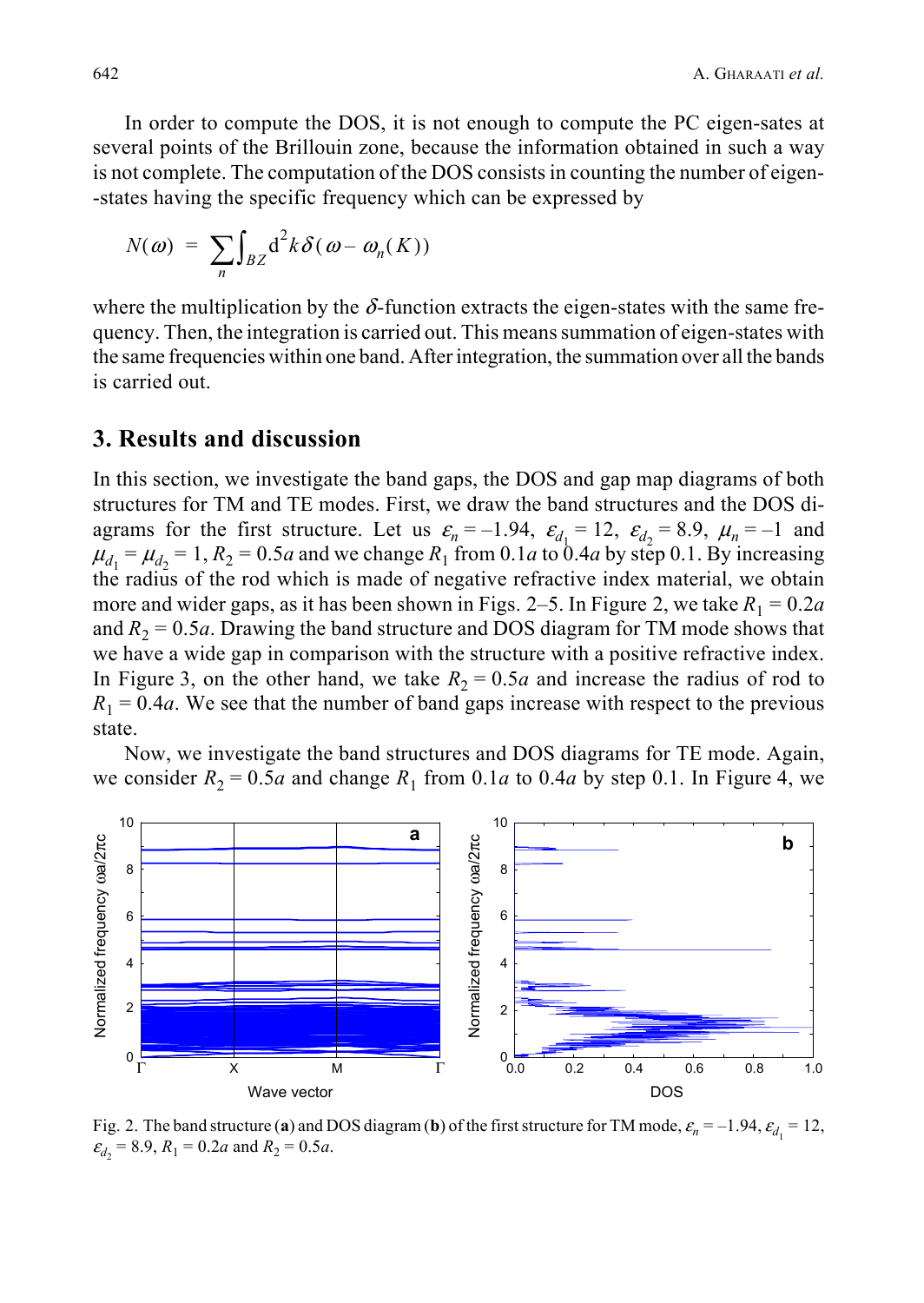In order to compute the DOS, it is not enough to compute the PC eigen-sates at several points of the Brillouin zone, because the information obtained in such a way is not complete. The computation of the DOS consists in counting the number of eigen--states having the specific frequency which can be expressed by

$$N(\omega) = \sum_n \int_{BZ} \mathrm{d}^2 k \, \delta(\omega - \omega_n(K))$$

where the multiplication by the $\delta$-function extracts the eigen-states with the same frequency. Then, the integration is carried out. This means summation of eigen-states with the same frequencies within one band. After integration, the summation over all the bands is carried out.

## 3. Results and discussion

In this section, we investigate the band gaps, the DOS and gap map diagrams of both structures for TM and TE modes. First, we draw the band structures and the DOS diagrams for the first structure. Let us $\varepsilon_n = -1.94$, $\varepsilon_{d_1} = 12$, $\varepsilon_{d_2} = 8.9$, $\mu_n = -1$ and $\mu_{d_1} = \mu_{d_2} = 1$, $R_2 = 0.5a$ and we change $R_1$ from $0.1a$ to $0.4a$ by step 0.1. By increasing the radius of the rod which is made of negative refractive index material, we obtain more and wider gaps, as it has been shown in Figs. 2–5. In Figure 2, we take $R_1 = 0.2a$ and $R_2 = 0.5a$. Drawing the band structure and DOS diagram for TM mode shows that we have a wide gap in comparison with the structure with a positive refractive index. In Figure 3, on the other hand, we take $R_2 = 0.5a$ and increase the radius of rod to $R_1 = 0.4a$. We see that the number of band gaps increase with respect to the previous state.

Now, we investigate the band structures and DOS diagrams for TE mode. Again, we consider $R_2 = 0.5a$ and change $R_1$ from $0.1a$ to $0.4a$ by step 0.1. In Figure 4, we

Fig. 2. The band structure (**a**) and DOS diagram (**b**) of the first structure for TM mode, $\varepsilon_n = -1.94$, $\varepsilon_{d_1} = 12$, $\varepsilon_{d_2} = 8.9$, $R_1 = 0.2a$ and $R_2 = 0.5a$.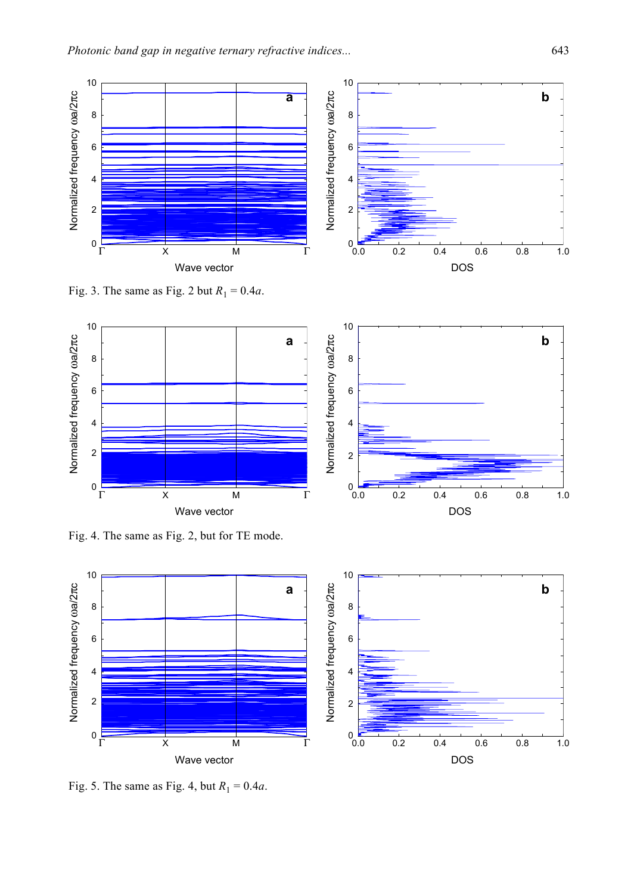Fig. 3. The same as Fig. 2 but $R_1 = 0.4a$.

Fig. 4. The same as Fig. 2, but for TE mode.

Fig. 5. The same as Fig. 4, but $R_1 = 0.4a$.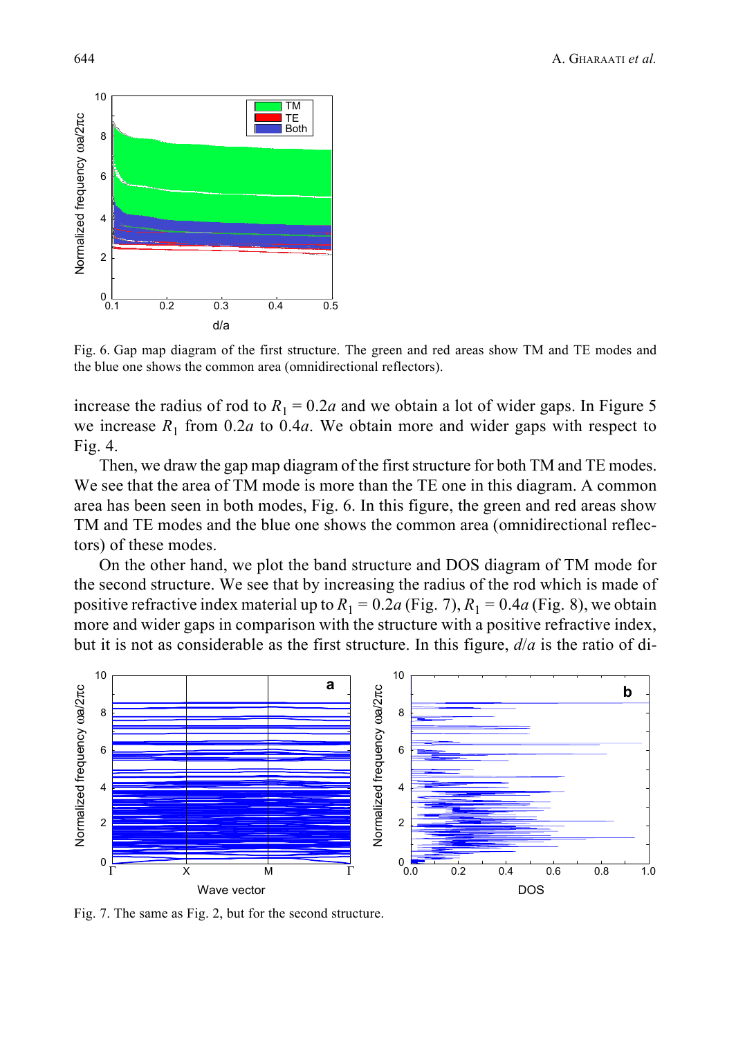Fig. 6. Gap map diagram of the first structure. The green and red areas show TM and TE modes and the blue one shows the common area (omnidirectional reflectors).

increase the radius of rod to $R_1 = 0.2a$ and we obtain a lot of wider gaps. In Figure 5 we increase $R_1$ from $0.2a$ to $0.4a$. We obtain more and wider gaps with respect to Fig. 4.

Then, we draw the gap map diagram of the first structure for both TM and TE modes. We see that the area of TM mode is more than the TE one in this diagram. A common area has been seen in both modes, Fig. 6. In this figure, the green and red areas show TM and TE modes and the blue one shows the common area (omnidirectional reflectors) of these modes.

On the other hand, we plot the band structure and DOS diagram of TM mode for the second structure. We see that by increasing the radius of the rod which is made of positive refractive index material up to $R_1 = 0.2a$ (Fig. 7), $R_1 = 0.4a$ (Fig. 8), we obtain more and wider gaps in comparison with the structure with a positive refractive index, but it is not as considerable as the first structure. In this figure, $d/a$ is the ratio of di-

Fig. 7. The same as Fig. 2, but for the second structure.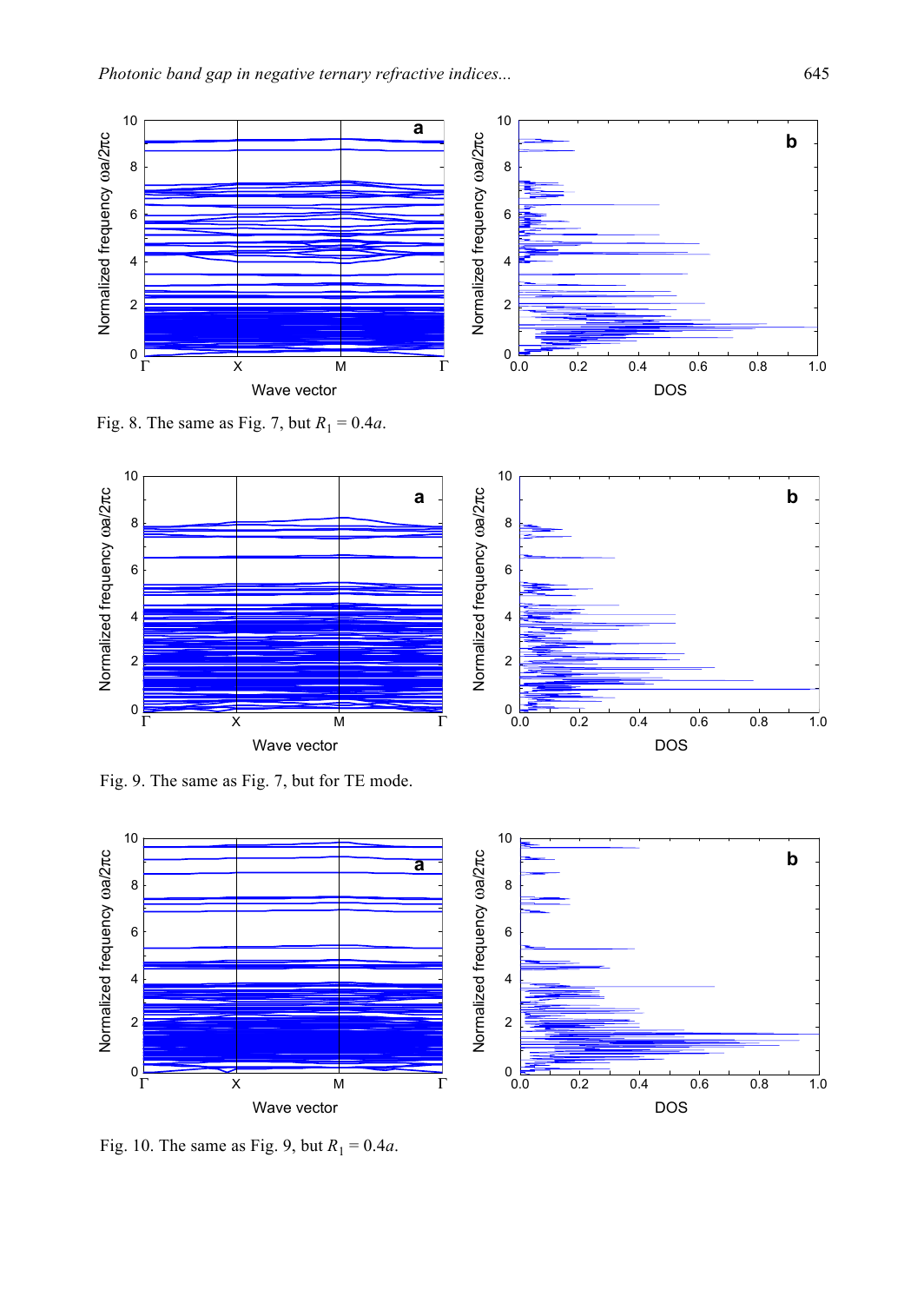Fig. 8. The same as Fig. 7, but $R_1 = 0.4a$.

Fig. 9. The same as Fig. 7, but for TE mode.

Fig. 10. The same as Fig. 9, but $R_1 = 0.4a$.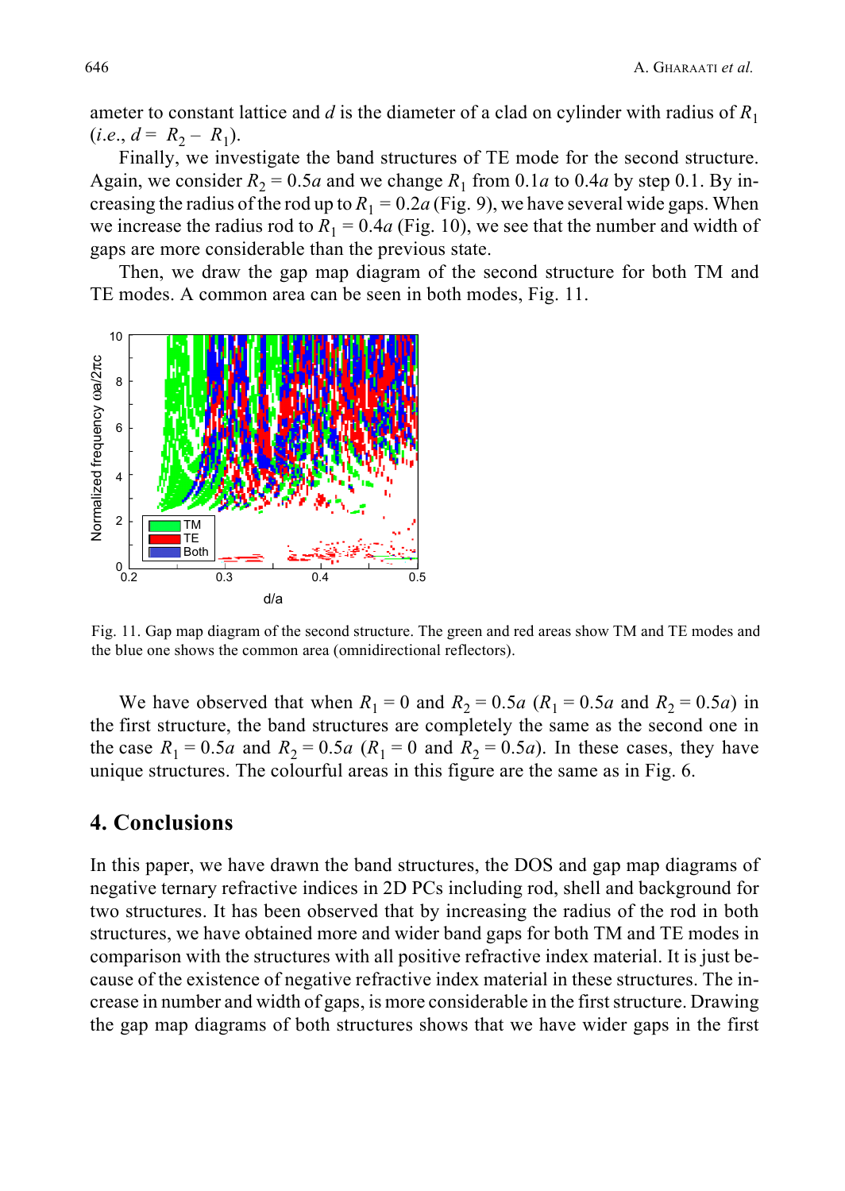ameter to constant lattice and $d$ is the diameter of a clad on cylinder with radius of $R_1$ (*i.e.*, $d = R_2 - R_1$).

Finally, we investigate the band structures of TE mode for the second structure. Again, we consider $R_2 = 0.5a$ and we change $R_1$ from $0.1a$ to $0.4a$ by step 0.1. By increasing the radius of the rod up to $R_1 = 0.2a$ (Fig. 9), we have several wide gaps. When we increase the radius rod to $R_1 = 0.4a$ (Fig. 10), we see that the number and width of gaps are more considerable than the previous state.

Then, we draw the gap map diagram of the second structure for both TM and TE modes. A common area can be seen in both modes, Fig. 11.

Fig. 11. Gap map diagram of the second structure. The green and red areas show TM and TE modes and the blue one shows the common area (omnidirectional reflectors).

We have observed that when $R_1 = 0$ and $R_2 = 0.5a$ ($R_1 = 0.5a$ and $R_2 = 0.5a$) in the first structure, the band structures are completely the same as the second one in the case $R_1 = 0.5a$ and $R_2 = 0.5a$ ($R_1 = 0$ and $R_2 = 0.5a$). In these cases, they have unique structures. The colourful areas in this figure are the same as in Fig. 6.

## 4. Conclusions

In this paper, we have drawn the band structures, the DOS and gap map diagrams of negative ternary refractive indices in 2D PCs including rod, shell and background for two structures. It has been observed that by increasing the radius of the rod in both structures, we have obtained more and wider band gaps for both TM and TE modes in comparison with the structures with all positive refractive index material. It is just because of the existence of negative refractive index material in these structures. The increase in number and width of gaps, is more considerable in the first structure. Drawing the gap map diagrams of both structures shows that we have wider gaps in the first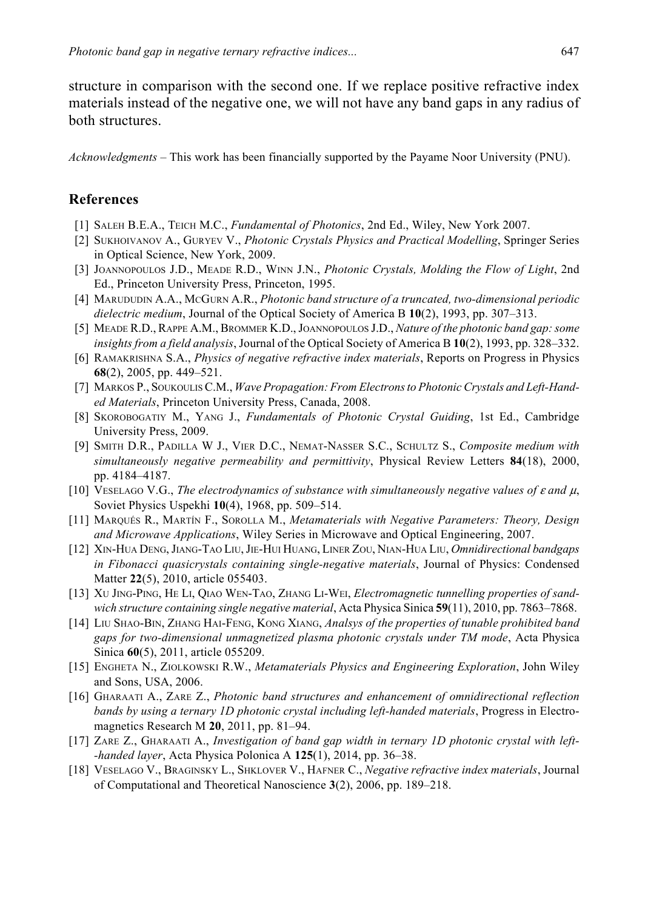structure in comparison with the second one. If we replace positive refractive index materials instead of the negative one, we will not have any band gaps in any radius of both structures.

*Acknowledgments* – This work has been financially supported by the Payame Noor University (PNU).

## References

[1] SALEH B.E.A., TEICH M.C., *Fundamental of Photonics*, 2nd Ed., Wiley, New York 2007.

[2] SUKHOIVANOV A., GURYEV V., *Photonic Crystals Physics and Practical Modelling*, Springer Series in Optical Science, New York, 2009.

[3] JOANNOPOULOS J.D., MEADE R.D., WINN J.N., *Photonic Crystals, Molding the Flow of Light*, 2nd Ed., Princeton University Press, Princeton, 1995.

[4] MARUDUDIN A.A., MCGURN A.R., *Photonic band structure of a truncated, two-dimensional periodic dielectric medium*, Journal of the Optical Society of America B **10**(2), 1993, pp. 307–313.

[5] MEADE R.D., RAPPE A.M., BROMMER K.D., JOANNOPOULOS J.D., *Nature of the photonic band gap: some insights from a field analysis*, Journal of the Optical Society of America B **10**(2), 1993, pp. 328–332.

[6] RAMAKRISHNA S.A., *Physics of negative refractive index materials*, Reports on Progress in Physics **68**(2), 2005, pp. 449–521.

[7] MARKOS P., SOUKOULIS C.M., *Wave Propagation: From Electrons to Photonic Crystals and Left-Handed Materials*, Princeton University Press, Canada, 2008.

[8] SKOROBOGATIY M., YANG J., *Fundamentals of Photonic Crystal Guiding*, 1st Ed., Cambridge University Press, 2009.

[9] SMITH D.R., PADILLA W J., VIER D.C., NEMAT-NASSER S.C., SCHULTZ S., *Composite medium with simultaneously negative permeability and permittivity*, Physical Review Letters **84**(18), 2000, pp. 4184–4187.

[10] VESELAGO V.G., *The electrodynamics of substance with simultaneously negative values of $\varepsilon$ and $\mu$*, Soviet Physics Uspekhi **10**(4), 1968, pp. 509–514.

[11] MARQUÉS R., MARTÍN F., SOROLLA M., *Metamaterials with Negative Parameters: Theory, Design and Microwave Applications*, Wiley Series in Microwave and Optical Engineering, 2007.

[12] XIN-HUA DENG, JIANG-TAO LIU, JIE-HUI HUANG, LINER ZOU, NIAN-HUA LIU, *Omnidirectional bandgaps in Fibonacci quasicrystals containing single-negative materials*, Journal of Physics: Condensed Matter **22**(5), 2010, article 055403.

[13] XU JING-PING, HE LI, QIAO WEN-TAO, ZHANG LI-WEI, *Electromagnetic tunnelling properties of sandwich structure containing single negative material*, Acta Physica Sinica **59**(11), 2010, pp. 7863–7868.

[14] LIU SHAO-BIN, ZHANG HAI-FENG, KONG XIANG, *Analsys of the properties of tunable prohibited band gaps for two-dimensional unmagnetized plasma photonic crystals under TM mode*, Acta Physica Sinica **60**(5), 2011, article 055209.

[15] ENGHETA N., ZIOLKOWSKI R.W., *Metamaterials Physics and Engineering Exploration*, John Wiley and Sons, USA, 2006.

[16] GHARAATI A., ZARE Z., *Photonic band structures and enhancement of omnidirectional reflection bands by using a ternary 1D photonic crystal including left-handed materials*, Progress in Electromagnetics Research M **20**, 2011, pp. 81–94.

[17] ZARE Z., GHARAATI A., *Investigation of band gap width in ternary 1D photonic crystal with left-handed layer*, Acta Physica Polonica A **125**(1), 2014, pp. 36–38.

[18] VESELAGO V., BRAGINSKY L., SHKLOVER V., HAFNER C., *Negative refractive index materials*, Journal of Computational and Theoretical Nanoscience **3**(2), 2006, pp. 189–218.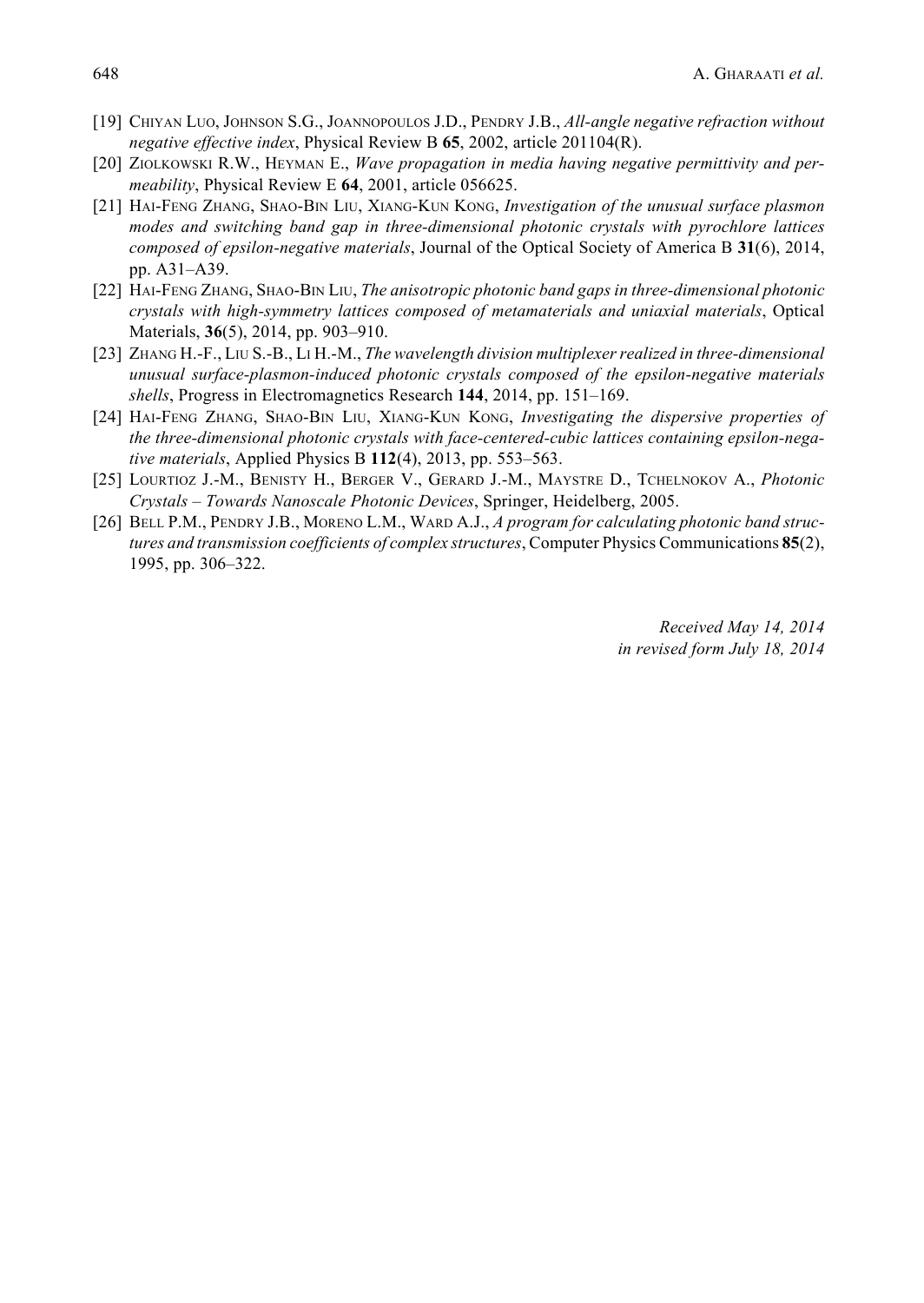[19] Chiyan Luo, Johnson S.G., Joannopoulos J.D., Pendry J.B., *All-angle negative refraction without negative effective index*, Physical Review B **65**, 2002, article 201104(R).

[20] Ziolkowski R.W., Heyman E., *Wave propagation in media having negative permittivity and permeability*, Physical Review E **64**, 2001, article 056625.

[21] Hai-Feng Zhang, Shao-Bin Liu, Xiang-Kun Kong, *Investigation of the unusual surface plasmon modes and switching band gap in three-dimensional photonic crystals with pyrochlore lattices composed of epsilon-negative materials*, Journal of the Optical Society of America B **31**(6), 2014, pp. A31–A39.

[22] Hai-Feng Zhang, Shao-Bin Liu, *The anisotropic photonic band gaps in three-dimensional photonic crystals with high-symmetry lattices composed of metamaterials and uniaxial materials*, Optical Materials, **36**(5), 2014, pp. 903–910.

[23] Zhang H.-F., Liu S.-B., Li H.-M., *The wavelength division multiplexer realized in three-dimensional unusual surface-plasmon-induced photonic crystals composed of the epsilon-negative materials shells*, Progress in Electromagnetics Research **144**, 2014, pp. 151–169.

[24] Hai-Feng Zhang, Shao-Bin Liu, Xiang-Kun Kong, *Investigating the dispersive properties of the three-dimensional photonic crystals with face-centered-cubic lattices containing epsilon-negative materials*, Applied Physics B **112**(4), 2013, pp. 553–563.

[25] Lourtioz J.-M., Benisty H., Berger V., Gerard J.-M., Maystre D., Tchelnokov A., *Photonic Crystals – Towards Nanoscale Photonic Devices*, Springer, Heidelberg, 2005.

[26] Bell P.M., Pendry J.B., Moreno L.M., Ward A.J., *A program for calculating photonic band structures and transmission coefficients of complex structures*, Computer Physics Communications **85**(2), 1995, pp. 306–322.

*Received May 14, 2014*
*in revised form July 18, 2014*